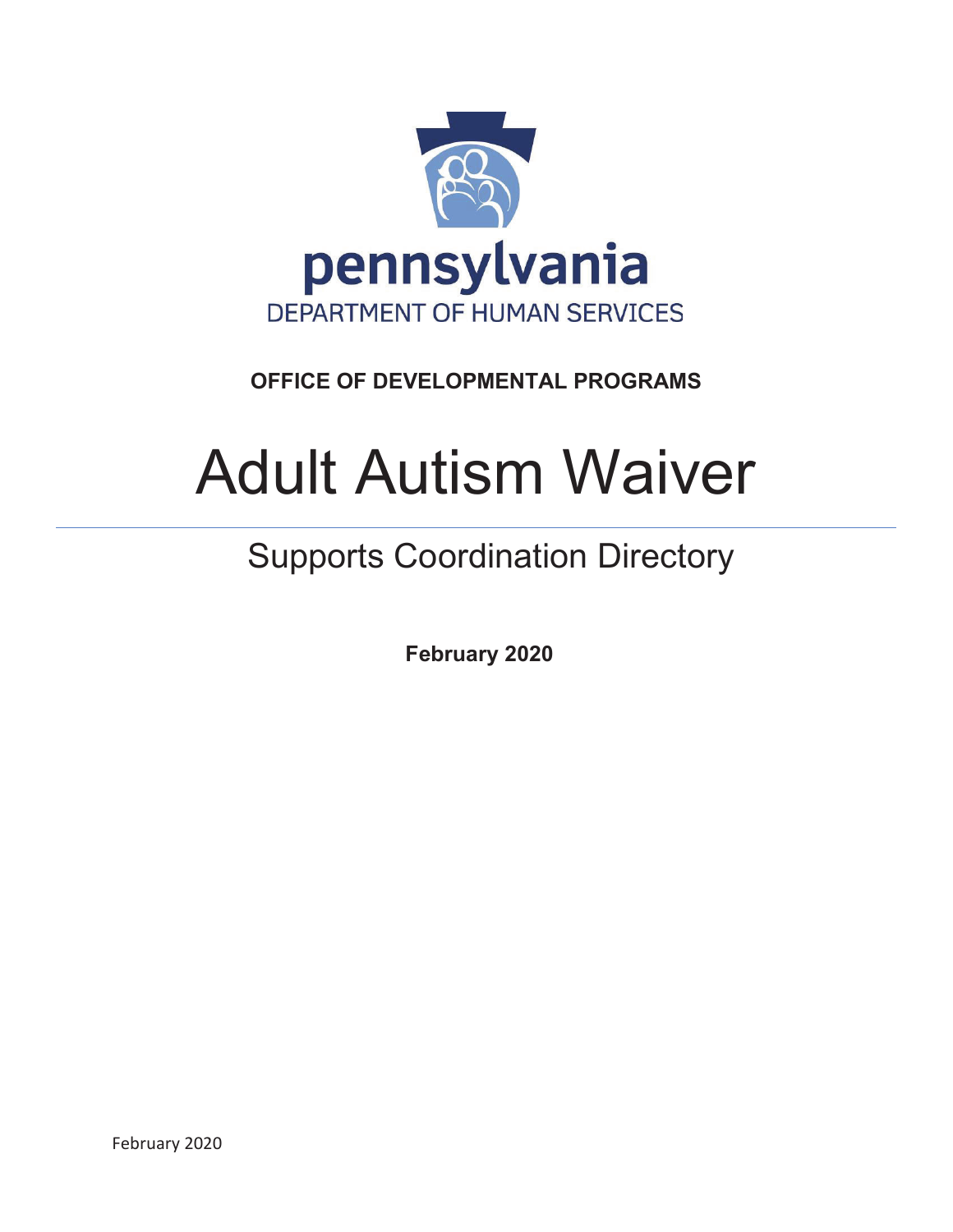pennsylvania
DEPARTMENT OF HUMAN SERVICES

**OFFICE OF DEVELOPMENTAL PROGRAMS**

# Adult Autism Waiver

## Supports Coordination Directory

**February 2020**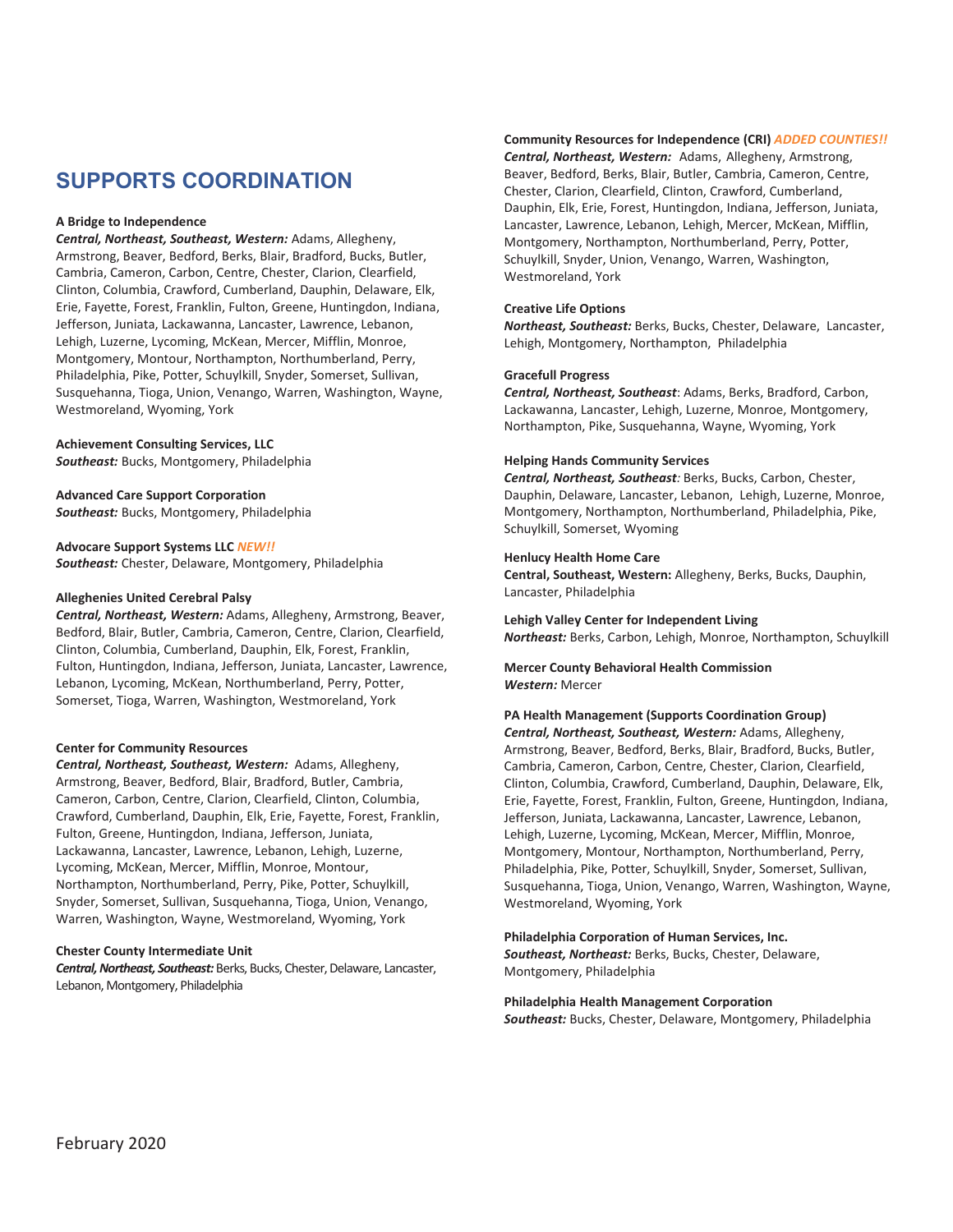## SUPPORTS COORDINATION

**A Bridge to Independence**
***Central, Northeast, Southeast, Western:*** Adams, Allegheny, Armstrong, Beaver, Bedford, Berks, Blair, Bradford, Bucks, Butler, Cambria, Cameron, Carbon, Centre, Chester, Clarion, Clearfield, Clinton, Columbia, Crawford, Cumberland, Dauphin, Delaware, Elk, Erie, Fayette, Forest, Franklin, Fulton, Greene, Huntingdon, Indiana, Jefferson, Juniata, Lackawanna, Lancaster, Lawrence, Lebanon, Lehigh, Luzerne, Lycoming, McKean, Mercer, Mifflin, Monroe, Montgomery, Montour, Northampton, Northumberland, Perry, Philadelphia, Pike, Potter, Schuylkill, Snyder, Somerset, Sullivan, Susquehanna, Tioga, Union, Venango, Warren, Washington, Wayne, Westmoreland, Wyoming, York

**Achievement Consulting Services, LLC**
***Southeast:*** Bucks, Montgomery, Philadelphia

**Advanced Care Support Corporation**
***Southeast:*** Bucks, Montgomery, Philadelphia

**Advocare Support Systems LLC** ***NEW!!***
***Southeast:*** Chester, Delaware, Montgomery, Philadelphia

**Alleghenies United Cerebral Palsy**
***Central, Northeast, Western:*** Adams, Allegheny, Armstrong, Beaver, Bedford, Blair, Butler, Cambria, Cameron, Centre, Clarion, Clearfield, Clinton, Columbia, Cumberland, Dauphin, Elk, Forest, Franklin, Fulton, Huntingdon, Indiana, Jefferson, Juniata, Lancaster, Lawrence, Lebanon, Lycoming, McKean, Northumberland, Perry, Potter, Somerset, Tioga, Warren, Washington, Westmoreland, York

**Center for Community Resources**
***Central, Northeast, Southeast, Western:*** Adams, Allegheny, Armstrong, Beaver, Bedford, Blair, Bradford, Butler, Cambria, Cameron, Carbon, Centre, Clarion, Clearfield, Clinton, Columbia, Crawford, Cumberland, Dauphin, Elk, Erie, Fayette, Forest, Franklin, Fulton, Greene, Huntingdon, Indiana, Jefferson, Juniata, Lackawanna, Lancaster, Lawrence, Lebanon, Lehigh, Luzerne, Lycoming, McKean, Mercer, Mifflin, Monroe, Montour, Northampton, Northumberland, Perry, Pike, Potter, Schuylkill, Snyder, Somerset, Sullivan, Susquehanna, Tioga, Union, Venango, Warren, Washington, Wayne, Westmoreland, Wyoming, York

**Chester County Intermediate Unit**
***Central, Northeast, Southeast:*** Berks, Bucks, Chester, Delaware, Lancaster, Lebanon, Montgomery, Philadelphia

**Community Resources for Independence (CRI)** ***ADDED COUNTIES!!***
***Central, Northeast, Western:*** Adams, Allegheny, Armstrong, Beaver, Bedford, Berks, Blair, Butler, Cambria, Cameron, Centre, Chester, Clarion, Clearfield, Clinton, Crawford, Cumberland, Dauphin, Elk, Erie, Forest, Huntingdon, Indiana, Jefferson, Juniata, Lancaster, Lawrence, Lebanon, Lehigh, Mercer, McKean, Mifflin, Montgomery, Northampton, Northumberland, Perry, Potter, Schuylkill, Snyder, Union, Venango, Warren, Washington, Westmoreland, York

**Creative Life Options**
***Northeast, Southeast:*** Berks, Bucks, Chester, Delaware, Lancaster, Lehigh, Montgomery, Northampton, Philadelphia

**Gracefull Progress**
***Central, Northeast, Southeast***: Adams, Berks, Bradford, Carbon, Lackawanna, Lancaster, Lehigh, Luzerne, Monroe, Montgomery, Northampton, Pike, Susquehanna, Wayne, Wyoming, York

**Helping Hands Community Services**
***Central, Northeast, Southeast:*** Berks, Bucks, Carbon, Chester, Dauphin, Delaware, Lancaster, Lebanon, Lehigh, Luzerne, Monroe, Montgomery, Northampton, Northumberland, Philadelphia, Pike, Schuylkill, Somerset, Wyoming

**Henlucy Health Home Care**
**Central, Southeast, Western:** Allegheny, Berks, Bucks, Dauphin, Lancaster, Philadelphia

**Lehigh Valley Center for Independent Living**
***Northeast:*** Berks, Carbon, Lehigh, Monroe, Northampton, Schuylkill

**Mercer County Behavioral Health Commission**
***Western:*** Mercer

**PA Health Management (Supports Coordination Group)**
***Central, Northeast, Southeast, Western:*** Adams, Allegheny, Armstrong, Beaver, Bedford, Berks, Blair, Bradford, Bucks, Butler, Cambria, Cameron, Carbon, Centre, Chester, Clarion, Clearfield, Clinton, Columbia, Crawford, Cumberland, Dauphin, Delaware, Elk, Erie, Fayette, Forest, Franklin, Fulton, Greene, Huntingdon, Indiana, Jefferson, Juniata, Lackawanna, Lancaster, Lawrence, Lebanon, Lehigh, Luzerne, Lycoming, McKean, Mercer, Mifflin, Monroe, Montgomery, Montour, Northampton, Northumberland, Perry, Philadelphia, Pike, Potter, Schuylkill, Snyder, Somerset, Sullivan, Susquehanna, Tioga, Union, Venango, Warren, Washington, Wayne, Westmoreland, Wyoming, York

**Philadelphia Corporation of Human Services, Inc.**
***Southeast, Northeast:*** Berks, Bucks, Chester, Delaware, Montgomery, Philadelphia

**Philadelphia Health Management Corporation**
***Southeast:*** Bucks, Chester, Delaware, Montgomery, Philadelphia

February 2020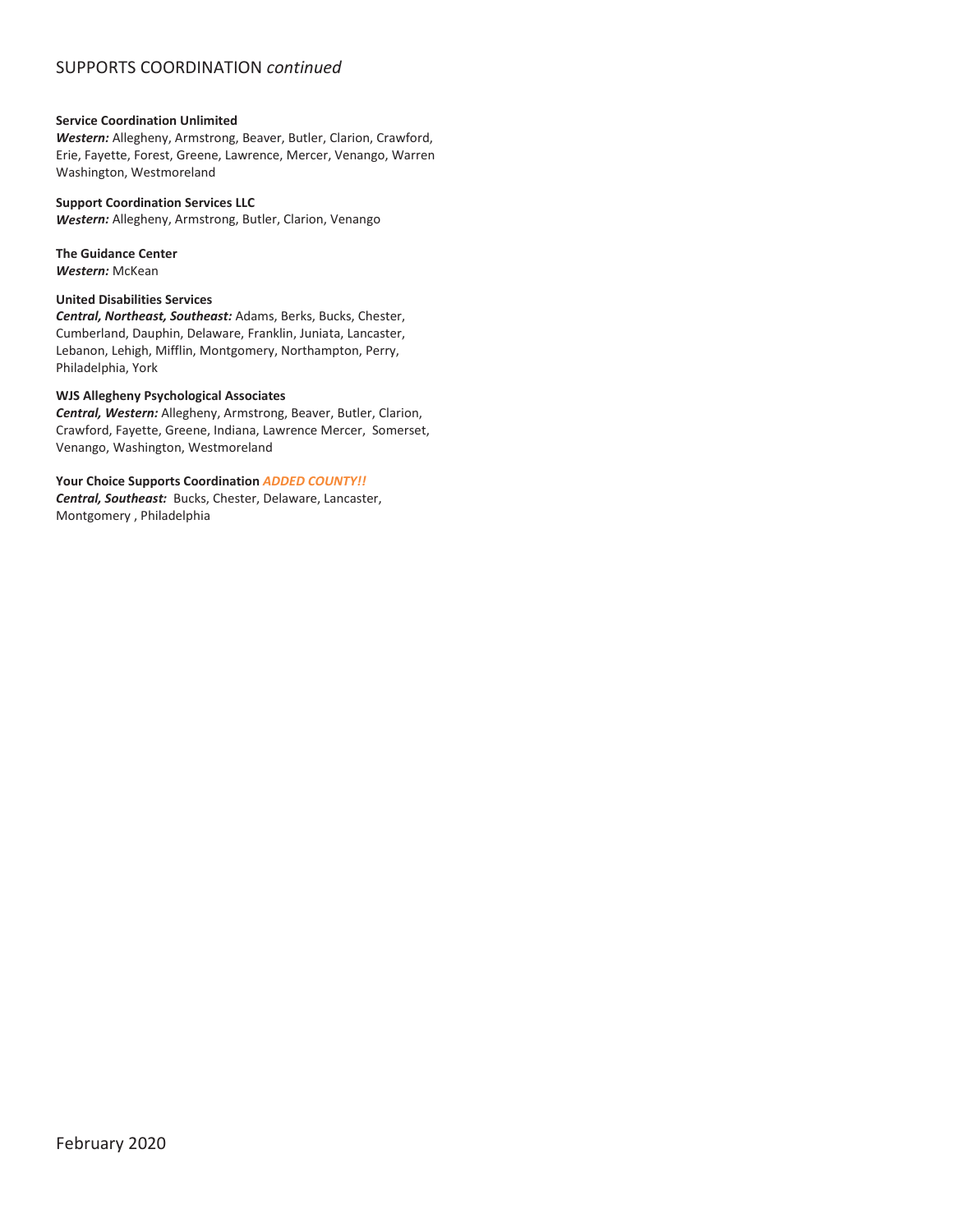## SUPPORTS COORDINATION *continued*

**Service Coordination Unlimited**
***Western:*** Allegheny, Armstrong, Beaver, Butler, Clarion, Crawford, Erie, Fayette, Forest, Greene, Lawrence, Mercer, Venango, Warren Washington, Westmoreland

**Support Coordination Services LLC**
***Western:*** Allegheny, Armstrong, Butler, Clarion, Venango

**The Guidance Center**
***Western:*** McKean

**United Disabilities Services**
***Central, Northeast, Southeast:*** Adams, Berks, Bucks, Chester, Cumberland, Dauphin, Delaware, Franklin, Juniata, Lancaster, Lebanon, Lehigh, Mifflin, Montgomery, Northampton, Perry, Philadelphia, York

**WJS Allegheny Psychological Associates**
***Central, Western:*** Allegheny, Armstrong, Beaver, Butler, Clarion, Crawford, Fayette, Greene, Indiana, Lawrence Mercer, Somerset, Venango, Washington, Westmoreland

**Your Choice Supports Coordination** ***ADDED COUNTY!!***
***Central, Southeast:*** Bucks, Chester, Delaware, Lancaster, Montgomery , Philadelphia

February 2020